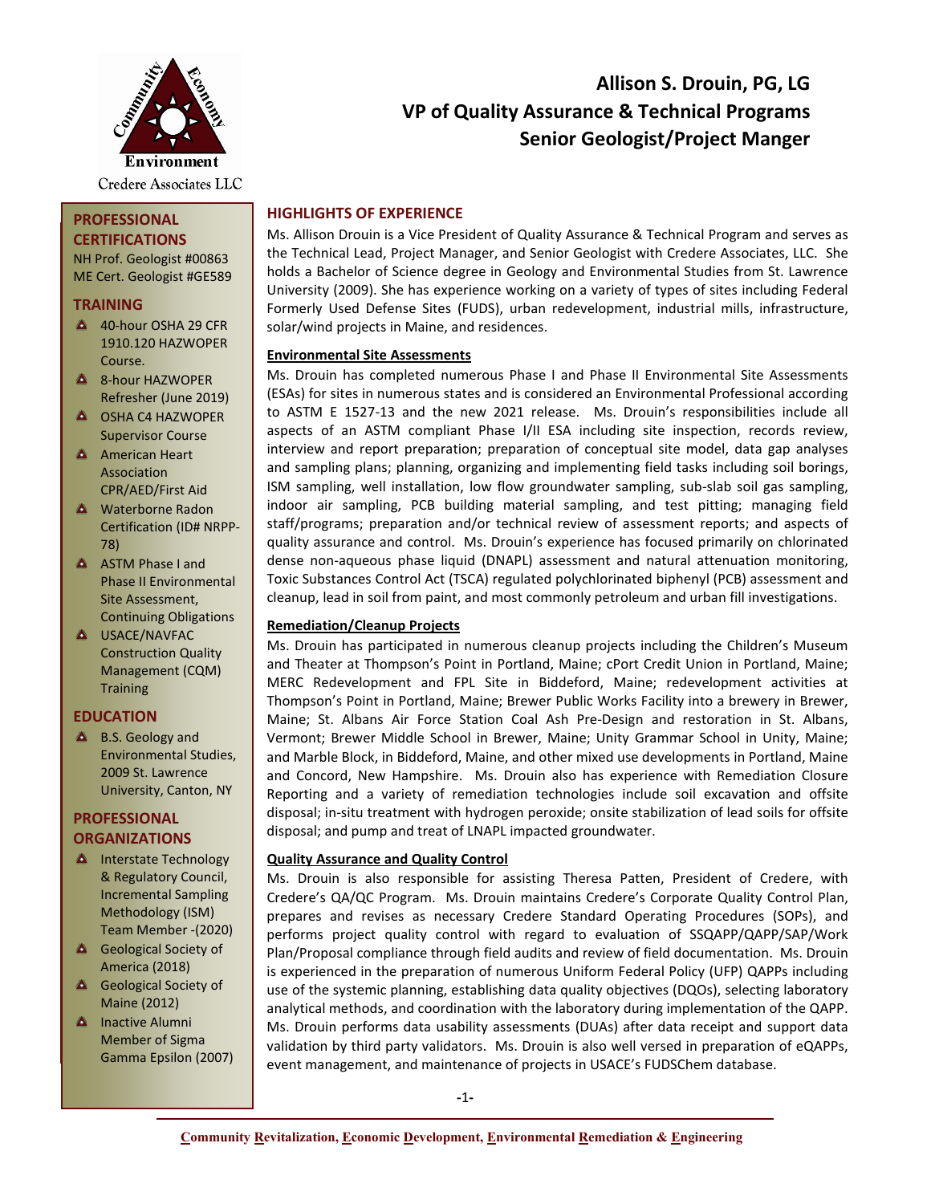Credere Associates LLC

# Allison S. Drouin, PG, LG
## VP of Quality Assurance & Technical Programs
## Senior Geologist/Project Manger

### PROFESSIONAL CERTIFICATIONS

NH Prof. Geologist #00863
ME Cert. Geologist #GE589

### TRAINING

- 40-hour OSHA 29 CFR 1910.120 HAZWOPER Course.
- 8-hour HAZWOPER Refresher (June 2019)
- OSHA C4 HAZWOPER Supervisor Course
- American Heart Association CPR/AED/First Aid
- Waterborne Radon Certification (ID# NRPP-78)
- ASTM Phase I and Phase II Environmental Site Assessment, Continuing Obligations
- USACE/NAVFAC Construction Quality Management (CQM) Training

### EDUCATION

- B.S. Geology and Environmental Studies, 2009 St. Lawrence University, Canton, NY

### PROFESSIONAL ORGANIZATIONS

- Interstate Technology & Regulatory Council, Incremental Sampling Methodology (ISM) Team Member -(2020)
- Geological Society of America (2018)
- Geological Society of Maine (2012)
- Inactive Alumni Member of Sigma Gamma Epsilon (2007)

### HIGHLIGHTS OF EXPERIENCE

Ms. Allison Drouin is a Vice President of Quality Assurance & Technical Program and serves as the Technical Lead, Project Manager, and Senior Geologist with Credere Associates, LLC. She holds a Bachelor of Science degree in Geology and Environmental Studies from St. Lawrence University (2009). She has experience working on a variety of types of sites including Federal Formerly Used Defense Sites (FUDS), urban redevelopment, industrial mills, infrastructure, solar/wind projects in Maine, and residences.

**Environmental Site Assessments**

Ms. Drouin has completed numerous Phase I and Phase II Environmental Site Assessments (ESAs) for sites in numerous states and is considered an Environmental Professional according to ASTM E 1527-13 and the new 2021 release. Ms. Drouin's responsibilities include all aspects of an ASTM compliant Phase I/II ESA including site inspection, records review, interview and report preparation; preparation of conceptual site model, data gap analyses and sampling plans; planning, organizing and implementing field tasks including soil borings, ISM sampling, well installation, low flow groundwater sampling, sub-slab soil gas sampling, indoor air sampling, PCB building material sampling, and test pitting; managing field staff/programs; preparation and/or technical review of assessment reports; and aspects of quality assurance and control. Ms. Drouin's experience has focused primarily on chlorinated dense non-aqueous phase liquid (DNAPL) assessment and natural attenuation monitoring, Toxic Substances Control Act (TSCA) regulated polychlorinated biphenyl (PCB) assessment and cleanup, lead in soil from paint, and most commonly petroleum and urban fill investigations.

**Remediation/Cleanup Projects**

Ms. Drouin has participated in numerous cleanup projects including the Children's Museum and Theater at Thompson's Point in Portland, Maine; cPort Credit Union in Portland, Maine; MERC Redevelopment and FPL Site in Biddeford, Maine; redevelopment activities at Thompson's Point in Portland, Maine; Brewer Public Works Facility into a brewery in Brewer, Maine; St. Albans Air Force Station Coal Ash Pre-Design and restoration in St. Albans, Vermont; Brewer Middle School in Brewer, Maine; Unity Grammar School in Unity, Maine; and Marble Block, in Biddeford, Maine, and other mixed use developments in Portland, Maine and Concord, New Hampshire. Ms. Drouin also has experience with Remediation Closure Reporting and a variety of remediation technologies include soil excavation and offsite disposal; in-situ treatment with hydrogen peroxide; onsite stabilization of lead soils for offsite disposal; and pump and treat of LNAPL impacted groundwater.

**Quality Assurance and Quality Control**

Ms. Drouin is also responsible for assisting Theresa Patten, President of Credere, with Credere's QA/QC Program. Ms. Drouin maintains Credere's Corporate Quality Control Plan, prepares and revises as necessary Credere Standard Operating Procedures (SOPs), and performs project quality control with regard to evaluation of SSQAPP/QAPP/SAP/Work Plan/Proposal compliance through field audits and review of field documentation. Ms. Drouin is experienced in the preparation of numerous Uniform Federal Policy (UFP) QAPPs including use of the systemic planning, establishing data quality objectives (DQOs), selecting laboratory analytical methods, and coordination with the laboratory during implementation of the QAPP. Ms. Drouin performs data usability assessments (DUAs) after data receipt and support data validation by third party validators. Ms. Drouin is also well versed in preparation of eQAPPs, event management, and maintenance of projects in USACE's FUDSChem database.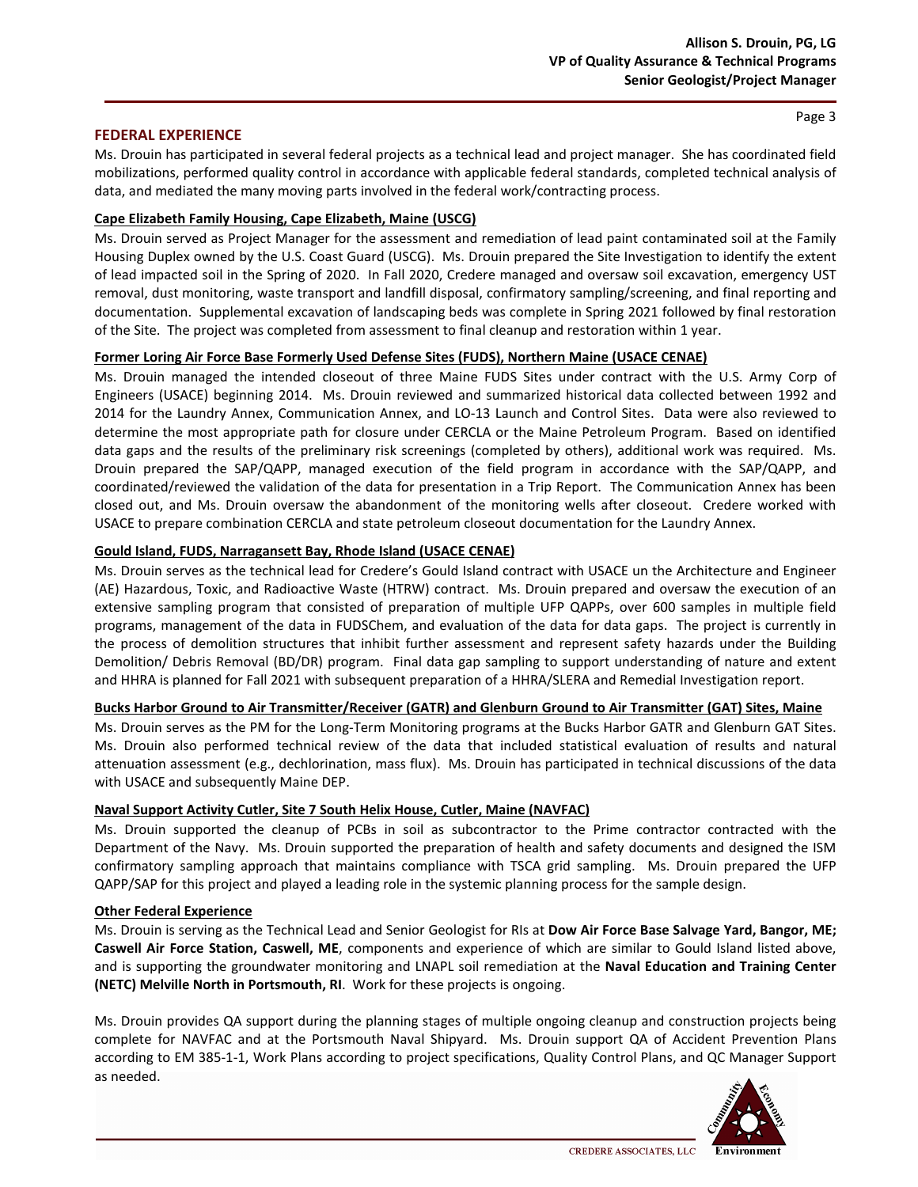## FEDERAL EXPERIENCE

Ms. Drouin has participated in several federal projects as a technical lead and project manager. She has coordinated field mobilizations, performed quality control in accordance with applicable federal standards, completed technical analysis of data, and mediated the many moving parts involved in the federal work/contracting process.

**Cape Elizabeth Family Housing, Cape Elizabeth, Maine (USCG)**

Ms. Drouin served as Project Manager for the assessment and remediation of lead paint contaminated soil at the Family Housing Duplex owned by the U.S. Coast Guard (USCG). Ms. Drouin prepared the Site Investigation to identify the extent of lead impacted soil in the Spring of 2020. In Fall 2020, Credere managed and oversaw soil excavation, emergency UST removal, dust monitoring, waste transport and landfill disposal, confirmatory sampling/screening, and final reporting and documentation. Supplemental excavation of landscaping beds was complete in Spring 2021 followed by final restoration of the Site. The project was completed from assessment to final cleanup and restoration within 1 year.

**Former Loring Air Force Base Formerly Used Defense Sites (FUDS), Northern Maine (USACE CENAE)**

Ms. Drouin managed the intended closeout of three Maine FUDS Sites under contract with the U.S. Army Corp of Engineers (USACE) beginning 2014. Ms. Drouin reviewed and summarized historical data collected between 1992 and 2014 for the Laundry Annex, Communication Annex, and LO-13 Launch and Control Sites. Data were also reviewed to determine the most appropriate path for closure under CERCLA or the Maine Petroleum Program. Based on identified data gaps and the results of the preliminary risk screenings (completed by others), additional work was required. Ms. Drouin prepared the SAP/QAPP, managed execution of the field program in accordance with the SAP/QAPP, and coordinated/reviewed the validation of the data for presentation in a Trip Report. The Communication Annex has been closed out, and Ms. Drouin oversaw the abandonment of the monitoring wells after closeout. Credere worked with USACE to prepare combination CERCLA and state petroleum closeout documentation for the Laundry Annex.

**Gould Island, FUDS, Narragansett Bay, Rhode Island (USACE CENAE)**

Ms. Drouin serves as the technical lead for Credere's Gould Island contract with USACE un the Architecture and Engineer (AE) Hazardous, Toxic, and Radioactive Waste (HTRW) contract. Ms. Drouin prepared and oversaw the execution of an extensive sampling program that consisted of preparation of multiple UFP QAPPs, over 600 samples in multiple field programs, management of the data in FUDSChem, and evaluation of the data for data gaps. The project is currently in the process of demolition structures that inhibit further assessment and represent safety hazards under the Building Demolition/ Debris Removal (BD/DR) program. Final data gap sampling to support understanding of nature and extent and HHRA is planned for Fall 2021 with subsequent preparation of a HHRA/SLERA and Remedial Investigation report.

**Bucks Harbor Ground to Air Transmitter/Receiver (GATR) and Glenburn Ground to Air Transmitter (GAT) Sites, Maine**

Ms. Drouin serves as the PM for the Long-Term Monitoring programs at the Bucks Harbor GATR and Glenburn GAT Sites. Ms. Drouin also performed technical review of the data that included statistical evaluation of results and natural attenuation assessment (e.g., dechlorination, mass flux). Ms. Drouin has participated in technical discussions of the data with USACE and subsequently Maine DEP.

**Naval Support Activity Cutler, Site 7 South Helix House, Cutler, Maine (NAVFAC)**

Ms. Drouin supported the cleanup of PCBs in soil as subcontractor to the Prime contractor contracted with the Department of the Navy. Ms. Drouin supported the preparation of health and safety documents and designed the ISM confirmatory sampling approach that maintains compliance with TSCA grid sampling. Ms. Drouin prepared the UFP QAPP/SAP for this project and played a leading role in the systemic planning process for the sample design.

**Other Federal Experience**

Ms. Drouin is serving as the Technical Lead and Senior Geologist for RIs at **Dow Air Force Base Salvage Yard, Bangor, ME; Caswell Air Force Station, Caswell, ME**, components and experience of which are similar to Gould Island listed above, and is supporting the groundwater monitoring and LNAPL soil remediation at the **Naval Education and Training Center (NETC) Melville North in Portsmouth, RI**. Work for these projects is ongoing.

Ms. Drouin provides QA support during the planning stages of multiple ongoing cleanup and construction projects being complete for NAVFAC and at the Portsmouth Naval Shipyard. Ms. Drouin support QA of Accident Prevention Plans according to EM 385-1-1, Work Plans according to project specifications, Quality Control Plans, and QC Manager Support as needed.